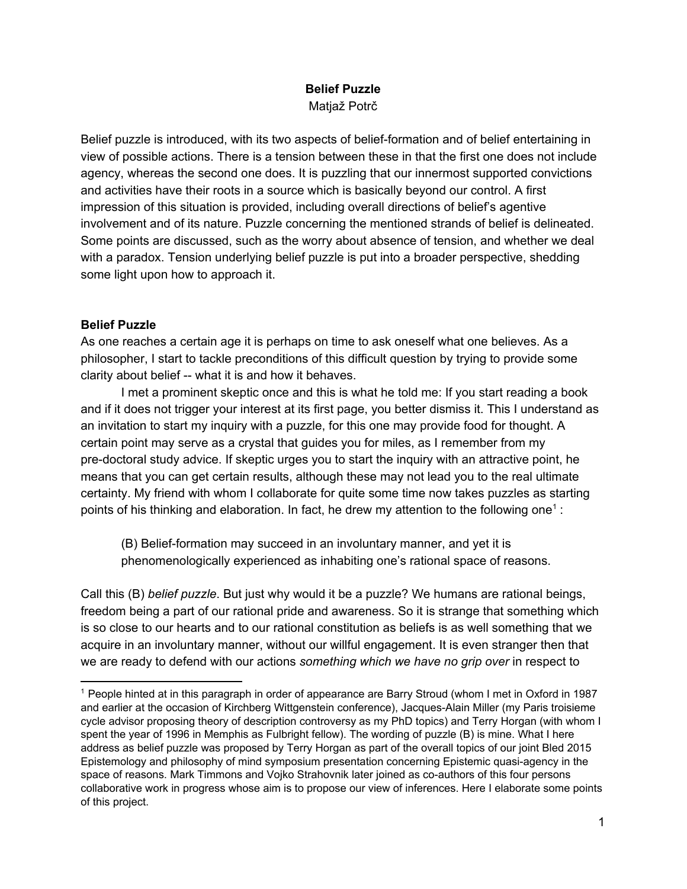# Belief Puzzle

Matjaž Potrč

Belief puzzle is introduced, with its two aspects of belief-formation and of belief entertaining in view of possible actions. There is a tension between these in that the first one does not include agency, whereas the second one does. It is puzzling that our innermost supported convictions and activities have their roots in a source which is basically beyond our control. A first impression of this situation is provided, including overall directions of belief's agentive involvement and of its nature. Puzzle concerning the mentioned strands of belief is delineated. Some points are discussed, such as the worry about absence of tension, and whether we deal with a paradox. Tension underlying belief puzzle is put into a broader perspective, shedding some light upon how to approach it.

## Belief Puzzle

As one reaches a certain age it is perhaps on time to ask oneself what one believes. As a philosopher, I start to tackle preconditions of this difficult question by trying to provide some clarity about belief -- what it is and how it behaves.

I met a prominent skeptic once and this is what he told me: If you start reading a book and if it does not trigger your interest at its first page, you better dismiss it. This I understand as an invitation to start my inquiry with a puzzle, for this one may provide food for thought. A certain point may serve as a crystal that guides you for miles, as I remember from my pre-doctoral study advice. If skeptic urges you to start the inquiry with an attractive point, he means that you can get certain results, although these may not lead you to the real ultimate certainty. My friend with whom I collaborate for quite some time now takes puzzles as starting points of his thinking and elaboration. In fact, he drew my attention to the following one[1] :

> (B) Belief-formation may succeed in an involuntary manner, and yet it is phenomenologically experienced as inhabiting one's rational space of reasons.

Call this (B) *belief puzzle*. But just why would it be a puzzle? We humans are rational beings, freedom being a part of our rational pride and awareness. So it is strange that something which is so close to our hearts and to our rational constitution as beliefs is as well something that we acquire in an involuntary manner, without our willful engagement. It is even stranger then that we are ready to defend with our actions *something which we have no grip over* in respect to

---

[1] People hinted at in this paragraph in order of appearance are Barry Stroud (whom I met in Oxford in 1987 and earlier at the occasion of Kirchberg Wittgenstein conference), Jacques-Alain Miller (my Paris troisieme cycle advisor proposing theory of description controversy as my PhD topics) and Terry Horgan (with whom I spent the year of 1996 in Memphis as Fulbright fellow). The wording of puzzle (B) is mine. What I here address as belief puzzle was proposed by Terry Horgan as part of the overall topics of our joint Bled 2015 Epistemology and philosophy of mind symposium presentation concerning Epistemic quasi-agency in the space of reasons. Mark Timmons and Vojko Strahovnik later joined as co-authors of this four persons collaborative work in progress whose aim is to propose our view of inferences. Here I elaborate some points of this project.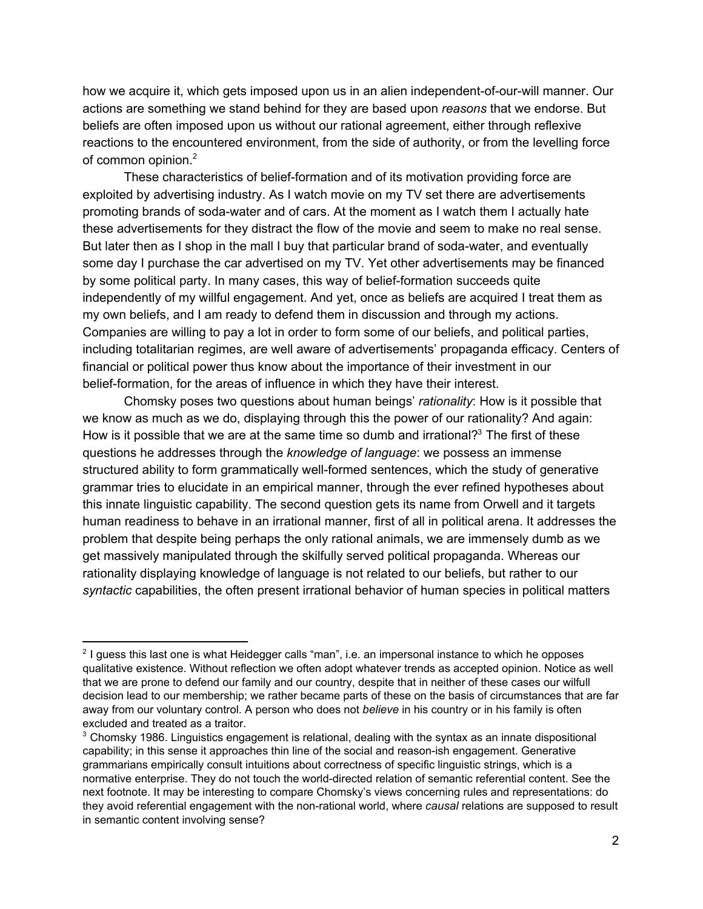how we acquire it, which gets imposed upon us in an alien independent-of-our-will manner. Our actions are something we stand behind for they are based upon *reasons* that we endorse. But beliefs are often imposed upon us without our rational agreement, either through reflexive reactions to the encountered environment, from the side of authority, or from the levelling force of common opinion.[2]

These characteristics of belief-formation and of its motivation providing force are exploited by advertising industry. As I watch movie on my TV set there are advertisements promoting brands of soda-water and of cars. At the moment as I watch them I actually hate these advertisements for they distract the flow of the movie and seem to make no real sense. But later then as I shop in the mall I buy that particular brand of soda-water, and eventually some day I purchase the car advertised on my TV. Yet other advertisements may be financed by some political party. In many cases, this way of belief-formation succeeds quite independently of my willful engagement. And yet, once as beliefs are acquired I treat them as my own beliefs, and I am ready to defend them in discussion and through my actions. Companies are willing to pay a lot in order to form some of our beliefs, and political parties, including totalitarian regimes, are well aware of advertisements' propaganda efficacy. Centers of financial or political power thus know about the importance of their investment in our belief-formation, for the areas of influence in which they have their interest.

Chomsky poses two questions about human beings' *rationality*: How is it possible that we know as much as we do, displaying through this the power of our rationality? And again: How is it possible that we are at the same time so dumb and irrational?[3] The first of these questions he addresses through the *knowledge of language*: we possess an immense structured ability to form grammatically well-formed sentences, which the study of generative grammar tries to elucidate in an empirical manner, through the ever refined hypotheses about this innate linguistic capability. The second question gets its name from Orwell and it targets human readiness to behave in an irrational manner, first of all in political arena. It addresses the problem that despite being perhaps the only rational animals, we are immensely dumb as we get massively manipulated through the skilfully served political propaganda. Whereas our rationality displaying knowledge of language is not related to our beliefs, but rather to our *syntactic* capabilities, the often present irrational behavior of human species in political matters

---

[2] I guess this last one is what Heidegger calls "man", i.e. an impersonal instance to which he opposes qualitative existence. Without reflection we often adopt whatever trends as accepted opinion. Notice as well that we are prone to defend our family and our country, despite that in neither of these cases our wilfull decision lead to our membership; we rather became parts of these on the basis of circumstances that are far away from our voluntary control. A person who does not *believe* in his country or in his family is often excluded and treated as a traitor.

[3] Chomsky 1986. Linguistics engagement is relational, dealing with the syntax as an innate dispositional capability; in this sense it approaches thin line of the social and reason-ish engagement. Generative grammarians empirically consult intuitions about correctness of specific linguistic strings, which is a normative enterprise. They do not touch the world-directed relation of semantic referential content. See the next footnote. It may be interesting to compare Chomsky's views concerning rules and representations: do they avoid referential engagement with the non-rational world, where *causal* relations are supposed to result in semantic content involving sense?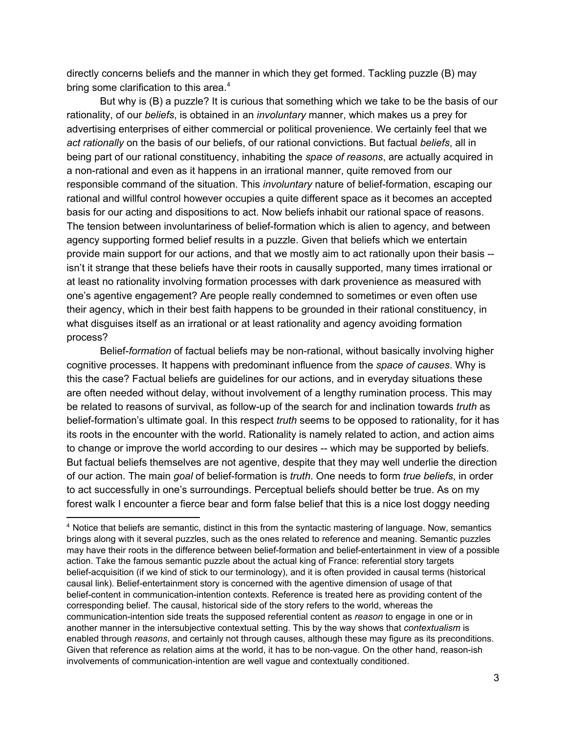directly concerns beliefs and the manner in which they get formed. Tackling puzzle (B) may bring some clarification to this area.[4]

But why is (B) a puzzle? It is curious that something which we take to be the basis of our rationality, of our *beliefs*, is obtained in an *involuntary* manner, which makes us a prey for advertising enterprises of either commercial or political provenience. We certainly feel that we *act rationally* on the basis of our beliefs, of our rational convictions. But factual *beliefs*, all in being part of our rational constituency, inhabiting the *space of reasons*, are actually acquired in a non-rational and even as it happens in an irrational manner, quite removed from our responsible command of the situation. This *involuntary* nature of belief-formation, escaping our rational and willful control however occupies a quite different space as it becomes an accepted basis for our acting and dispositions to act. Now beliefs inhabit our rational space of reasons. The tension between involuntariness of belief-formation which is alien to agency, and between agency supporting formed belief results in a puzzle. Given that beliefs which we entertain provide main support for our actions, and that we mostly aim to act rationally upon their basis -- isn't it strange that these beliefs have their roots in causally supported, many times irrational or at least no rationality involving formation processes with dark provenience as measured with one's agentive engagement? Are people really condemned to sometimes or even often use their agency, which in their best faith happens to be grounded in their rational constituency, in what disguises itself as an irrational or at least rationality and agency avoiding formation process?

Belief-*formation* of factual beliefs may be non-rational, without basically involving higher cognitive processes. It happens with predominant influence from the *space of causes*. Why is this the case? Factual beliefs are guidelines for our actions, and in everyday situations these are often needed without delay, without involvement of a lengthy rumination process. This may be related to reasons of survival, as follow-up of the search for and inclination towards *truth* as belief-formation's ultimate goal. In this respect *truth* seems to be opposed to rationality, for it has its roots in the encounter with the world. Rationality is namely related to action, and action aims to change or improve the world according to our desires -- which may be supported by beliefs. But factual beliefs themselves are not agentive, despite that they may well underlie the direction of our action. The main *goal* of belief-formation is *truth*. One needs to form *true beliefs*, in order to act successfully in one's surroundings. Perceptual beliefs should better be true. As on my forest walk I encounter a fierce bear and form false belief that this is a nice lost doggy needing

[4] Notice that beliefs are semantic, distinct in this from the syntactic mastering of language. Now, semantics brings along with it several puzzles, such as the ones related to reference and meaning. Semantic puzzles may have their roots in the difference between belief-formation and belief-entertainment in view of a possible action. Take the famous semantic puzzle about the actual king of France: referential story targets belief-acquisition (if we kind of stick to our terminology), and it is often provided in causal terms (historical causal link). Belief-entertainment story is concerned with the agentive dimension of usage of that belief-content in communication-intention contexts. Reference is treated here as providing content of the corresponding belief. The causal, historical side of the story refers to the world, whereas the communication-intention side treats the supposed referential content as *reason* to engage in one or in another manner in the intersubjective contextual setting. This by the way shows that *contextualism* is enabled through *reasons*, and certainly not through causes, although these may figure as its preconditions. Given that reference as relation aims at the world, it has to be non-vague. On the other hand, reason-ish involvements of communication-intention are well vague and contextually conditioned.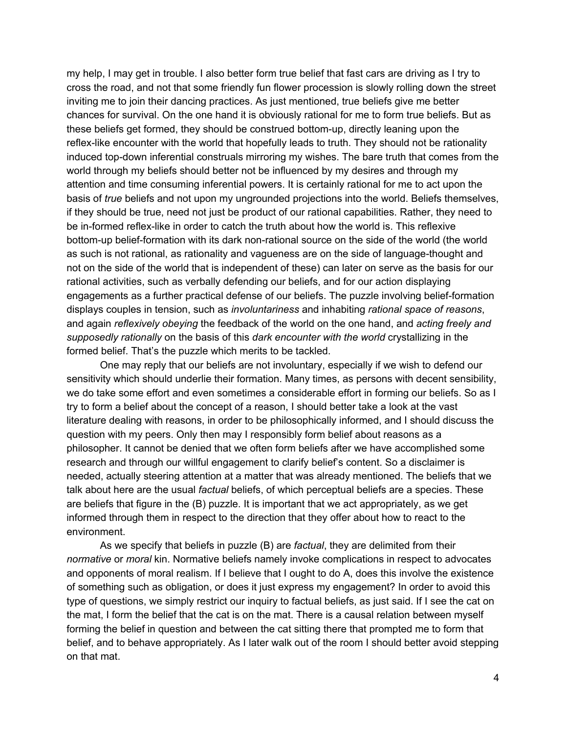my help, I may get in trouble. I also better form true belief that fast cars are driving as I try to cross the road, and not that some friendly fun flower procession is slowly rolling down the street inviting me to join their dancing practices. As just mentioned, true beliefs give me better chances for survival. On the one hand it is obviously rational for me to form true beliefs. But as these beliefs get formed, they should be construed bottom-up, directly leaning upon the reflex-like encounter with the world that hopefully leads to truth. They should not be rationality induced top-down inferential construals mirroring my wishes. The bare truth that comes from the world through my beliefs should better not be influenced by my desires and through my attention and time consuming inferential powers. It is certainly rational for me to act upon the basis of *true* beliefs and not upon my ungrounded projections into the world. Beliefs themselves, if they should be true, need not just be product of our rational capabilities. Rather, they need to be in-formed reflex-like in order to catch the truth about how the world is. This reflexive bottom-up belief-formation with its dark non-rational source on the side of the world (the world as such is not rational, as rationality and vagueness are on the side of language-thought and not on the side of the world that is independent of these) can later on serve as the basis for our rational activities, such as verbally defending our beliefs, and for our action displaying engagements as a further practical defense of our beliefs. The puzzle involving belief-formation displays couples in tension, such as *involuntariness* and inhabiting *rational space of reasons*, and again *reflexively obeying* the feedback of the world on the one hand, and *acting freely and supposedly rationally* on the basis of this *dark encounter with the world* crystallizing in the formed belief. That's the puzzle which merits to be tackled.

One may reply that our beliefs are not involuntary, especially if we wish to defend our sensitivity which should underlie their formation. Many times, as persons with decent sensibility, we do take some effort and even sometimes a considerable effort in forming our beliefs. So as I try to form a belief about the concept of a reason, I should better take a look at the vast literature dealing with reasons, in order to be philosophically informed, and I should discuss the question with my peers. Only then may I responsibly form belief about reasons as a philosopher. It cannot be denied that we often form beliefs after we have accomplished some research and through our willful engagement to clarify belief's content. So a disclaimer is needed, actually steering attention at a matter that was already mentioned. The beliefs that we talk about here are the usual *factual* beliefs, of which perceptual beliefs are a species. These are beliefs that figure in the (B) puzzle. It is important that we act appropriately, as we get informed through them in respect to the direction that they offer about how to react to the environment.

As we specify that beliefs in puzzle (B) are *factual*, they are delimited from their *normative* or *moral* kin. Normative beliefs namely invoke complications in respect to advocates and opponents of moral realism. If I believe that I ought to do A, does this involve the existence of something such as obligation, or does it just express my engagement? In order to avoid this type of questions, we simply restrict our inquiry to factual beliefs, as just said. If I see the cat on the mat, I form the belief that the cat is on the mat. There is a causal relation between myself forming the belief in question and between the cat sitting there that prompted me to form that belief, and to behave appropriately. As I later walk out of the room I should better avoid stepping on that mat.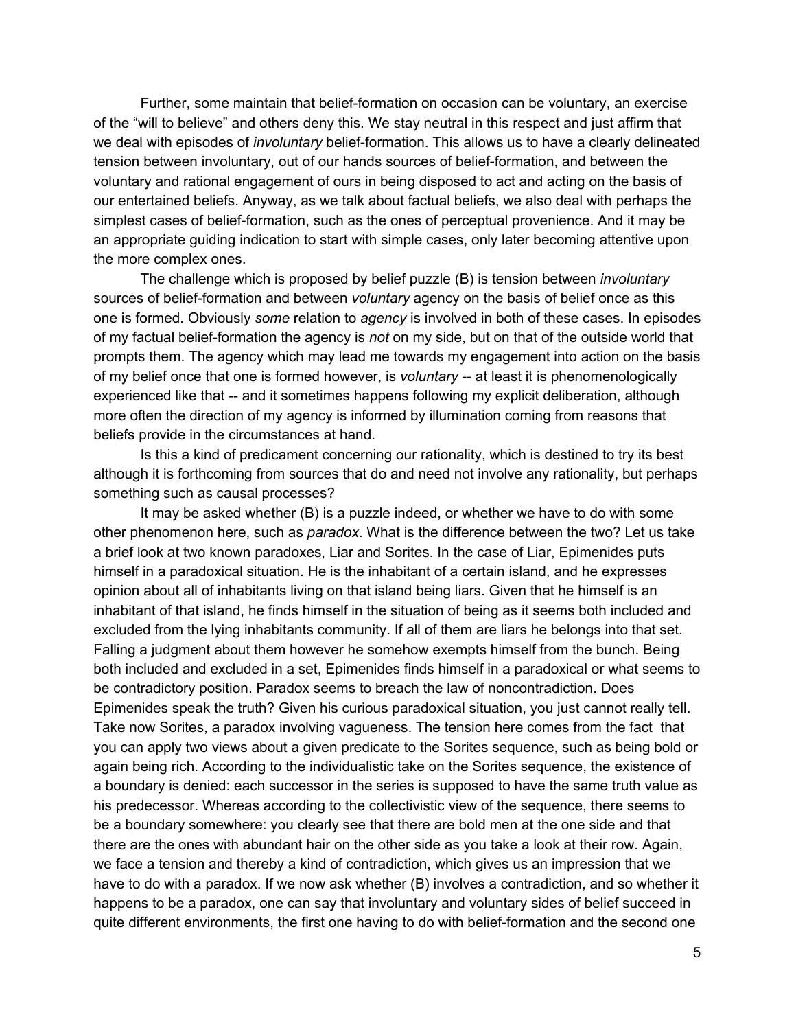Further, some maintain that belief-formation on occasion can be voluntary, an exercise of the "will to believe" and others deny this. We stay neutral in this respect and just affirm that we deal with episodes of *involuntary* belief-formation. This allows us to have a clearly delineated tension between involuntary, out of our hands sources of belief-formation, and between the voluntary and rational engagement of ours in being disposed to act and acting on the basis of our entertained beliefs. Anyway, as we talk about factual beliefs, we also deal with perhaps the simplest cases of belief-formation, such as the ones of perceptual provenience. And it may be an appropriate guiding indication to start with simple cases, only later becoming attentive upon the more complex ones.

The challenge which is proposed by belief puzzle (B) is tension between *involuntary* sources of belief-formation and between *voluntary* agency on the basis of belief once as this one is formed. Obviously *some* relation to *agency* is involved in both of these cases. In episodes of my factual belief-formation the agency is *not* on my side, but on that of the outside world that prompts them. The agency which may lead me towards my engagement into action on the basis of my belief once that one is formed however, is *voluntary* -- at least it is phenomenologically experienced like that -- and it sometimes happens following my explicit deliberation, although more often the direction of my agency is informed by illumination coming from reasons that beliefs provide in the circumstances at hand.

Is this a kind of predicament concerning our rationality, which is destined to try its best although it is forthcoming from sources that do and need not involve any rationality, but perhaps something such as causal processes?

It may be asked whether (B) is a puzzle indeed, or whether we have to do with some other phenomenon here, such as *paradox*. What is the difference between the two? Let us take a brief look at two known paradoxes, Liar and Sorites. In the case of Liar, Epimenides puts himself in a paradoxical situation. He is the inhabitant of a certain island, and he expresses opinion about all of inhabitants living on that island being liars. Given that he himself is an inhabitant of that island, he finds himself in the situation of being as it seems both included and excluded from the lying inhabitants community. If all of them are liars he belongs into that set. Falling a judgment about them however he somehow exempts himself from the bunch. Being both included and excluded in a set, Epimenides finds himself in a paradoxical or what seems to be contradictory position. Paradox seems to breach the law of noncontradiction. Does Epimenides speak the truth? Given his curious paradoxical situation, you just cannot really tell. Take now Sorites, a paradox involving vagueness. The tension here comes from the fact that you can apply two views about a given predicate to the Sorites sequence, such as being bold or again being rich. According to the individualistic take on the Sorites sequence, the existence of a boundary is denied: each successor in the series is supposed to have the same truth value as his predecessor. Whereas according to the collectivistic view of the sequence, there seems to be a boundary somewhere: you clearly see that there are bold men at the one side and that there are the ones with abundant hair on the other side as you take a look at their row. Again, we face a tension and thereby a kind of contradiction, which gives us an impression that we have to do with a paradox. If we now ask whether (B) involves a contradiction, and so whether it happens to be a paradox, one can say that involuntary and voluntary sides of belief succeed in quite different environments, the first one having to do with belief-formation and the second one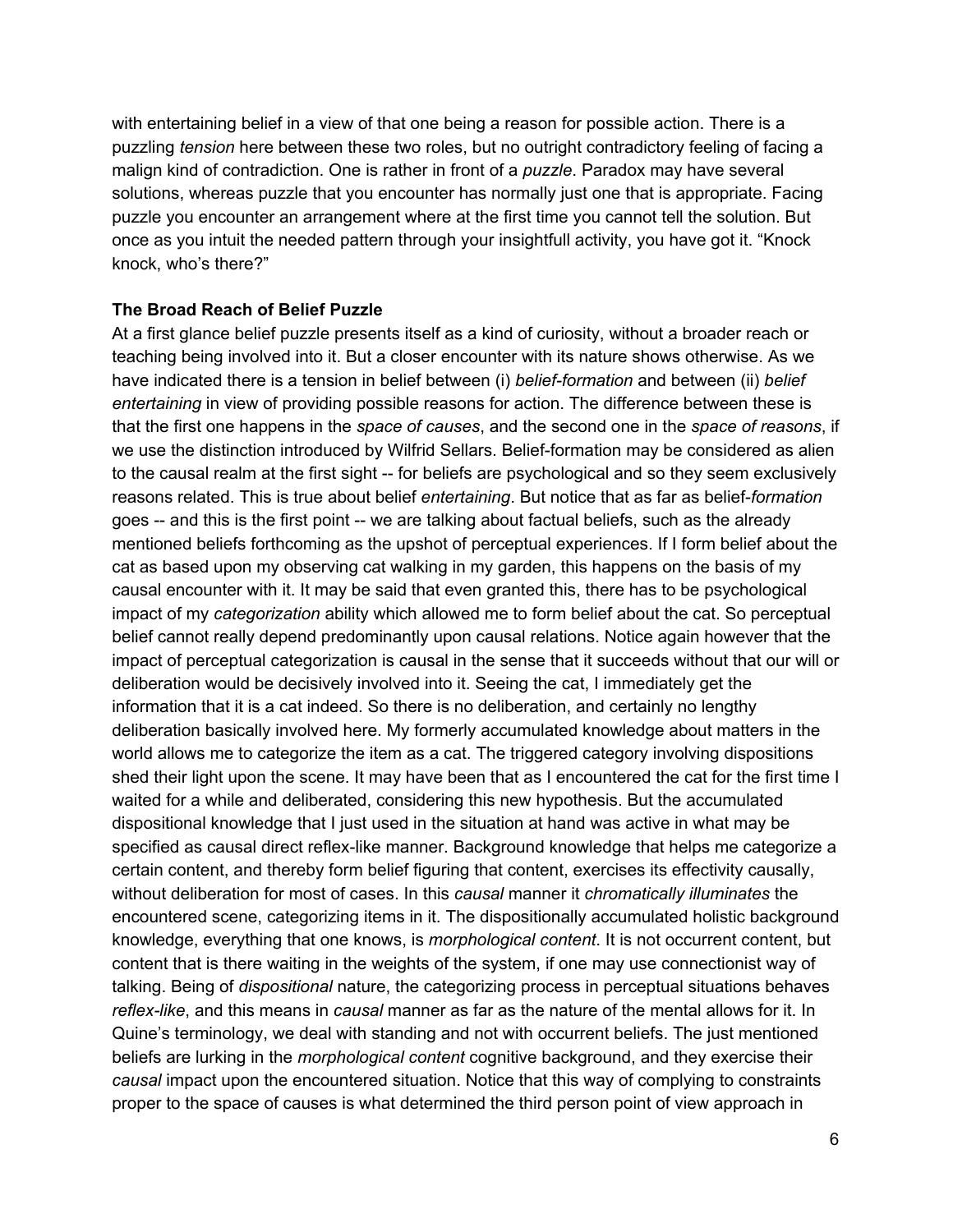with entertaining belief in a view of that one being a reason for possible action. There is a puzzling *tension* here between these two roles, but no outright contradictory feeling of facing a malign kind of contradiction. One is rather in front of a *puzzle*. Paradox may have several solutions, whereas puzzle that you encounter has normally just one that is appropriate. Facing puzzle you encounter an arrangement where at the first time you cannot tell the solution. But once as you intuit the needed pattern through your insightfull activity, you have got it. "Knock knock, who's there?"

**The Broad Reach of Belief Puzzle**

At a first glance belief puzzle presents itself as a kind of curiosity, without a broader reach or teaching being involved into it. But a closer encounter with its nature shows otherwise. As we have indicated there is a tension in belief between (i) *belief-formation* and between (ii) *belief entertaining* in view of providing possible reasons for action. The difference between these is that the first one happens in the *space of causes*, and the second one in the *space of reasons*, if we use the distinction introduced by Wilfrid Sellars. Belief-formation may be considered as alien to the causal realm at the first sight -- for beliefs are psychological and so they seem exclusively reasons related. This is true about belief *entertaining*. But notice that as far as belief-*formation* goes -- and this is the first point -- we are talking about factual beliefs, such as the already mentioned beliefs forthcoming as the upshot of perceptual experiences. If I form belief about the cat as based upon my observing cat walking in my garden, this happens on the basis of my causal encounter with it. It may be said that even granted this, there has to be psychological impact of my *categorization* ability which allowed me to form belief about the cat. So perceptual belief cannot really depend predominantly upon causal relations. Notice again however that the impact of perceptual categorization is causal in the sense that it succeeds without that our will or deliberation would be decisively involved into it. Seeing the cat, I immediately get the information that it is a cat indeed. So there is no deliberation, and certainly no lengthy deliberation basically involved here. My formerly accumulated knowledge about matters in the world allows me to categorize the item as a cat. The triggered category involving dispositions shed their light upon the scene. It may have been that as I encountered the cat for the first time I waited for a while and deliberated, considering this new hypothesis. But the accumulated dispositional knowledge that I just used in the situation at hand was active in what may be specified as causal direct reflex-like manner. Background knowledge that helps me categorize a certain content, and thereby form belief figuring that content, exercises its effectivity causally, without deliberation for most of cases. In this *causal* manner it *chromatically illuminates* the encountered scene, categorizing items in it. The dispositionally accumulated holistic background knowledge, everything that one knows, is *morphological content*. It is not occurrent content, but content that is there waiting in the weights of the system, if one may use connectionist way of talking. Being of *dispositional* nature, the categorizing process in perceptual situations behaves *reflex-like*, and this means in *causal* manner as far as the nature of the mental allows for it. In Quine's terminology, we deal with standing and not with occurrent beliefs. The just mentioned beliefs are lurking in the *morphological content* cognitive background, and they exercise their *causal* impact upon the encountered situation. Notice that this way of complying to constraints proper to the space of causes is what determined the third person point of view approach in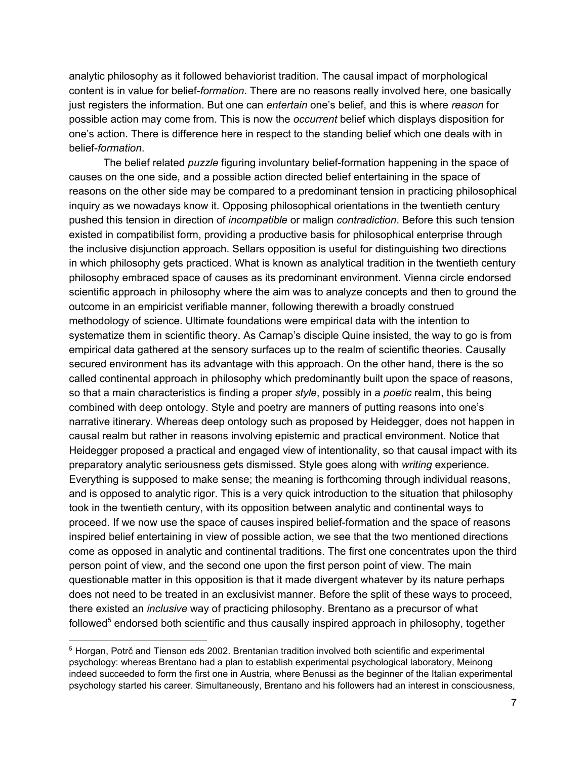analytic philosophy as it followed behaviorist tradition. The causal impact of morphological content is in value for belief-*formation*. There are no reasons really involved here, one basically just registers the information. But one can *entertain* one's belief, and this is where *reason* for possible action may come from. This is now the *occurrent* belief which displays disposition for one's action. There is difference here in respect to the standing belief which one deals with in belief-*formation*.

The belief related *puzzle* figuring involuntary belief-formation happening in the space of causes on the one side, and a possible action directed belief entertaining in the space of reasons on the other side may be compared to a predominant tension in practicing philosophical inquiry as we nowadays know it. Opposing philosophical orientations in the twentieth century pushed this tension in direction of *incompatible* or malign *contradiction*. Before this such tension existed in compatibilist form, providing a productive basis for philosophical enterprise through the inclusive disjunction approach. Sellars opposition is useful for distinguishing two directions in which philosophy gets practiced. What is known as analytical tradition in the twentieth century philosophy embraced space of causes as its predominant environment. Vienna circle endorsed scientific approach in philosophy where the aim was to analyze concepts and then to ground the outcome in an empiricist verifiable manner, following therewith a broadly construed methodology of science. Ultimate foundations were empirical data with the intention to systematize them in scientific theory. As Carnap's disciple Quine insisted, the way to go is from empirical data gathered at the sensory surfaces up to the realm of scientific theories. Causally secured environment has its advantage with this approach. On the other hand, there is the so called continental approach in philosophy which predominantly built upon the space of reasons, so that a main characteristics is finding a proper *style*, possibly in a *poetic* realm, this being combined with deep ontology. Style and poetry are manners of putting reasons into one's narrative itinerary. Whereas deep ontology such as proposed by Heidegger, does not happen in causal realm but rather in reasons involving epistemic and practical environment. Notice that Heidegger proposed a practical and engaged view of intentionality, so that causal impact with its preparatory analytic seriousness gets dismissed. Style goes along with *writing* experience. Everything is supposed to make sense; the meaning is forthcoming through individual reasons, and is opposed to analytic rigor. This is a very quick introduction to the situation that philosophy took in the twentieth century, with its opposition between analytic and continental ways to proceed. If we now use the space of causes inspired belief-formation and the space of reasons inspired belief entertaining in view of possible action, we see that the two mentioned directions come as opposed in analytic and continental traditions. The first one concentrates upon the third person point of view, and the second one upon the first person point of view. The main questionable matter in this opposition is that it made divergent whatever by its nature perhaps does not need to be treated in an exclusivist manner. Before the split of these ways to proceed, there existed an *inclusive* way of practicing philosophy. Brentano as a precursor of what followed[5] endorsed both scientific and thus causally inspired approach in philosophy, together

[5] Horgan, Potrč and Tienson eds 2002. Brentanian tradition involved both scientific and experimental psychology: whereas Brentano had a plan to establish experimental psychological laboratory, Meinong indeed succeeded to form the first one in Austria, where Benussi as the beginner of the Italian experimental psychology started his career. Simultaneously, Brentano and his followers had an interest in consciousness,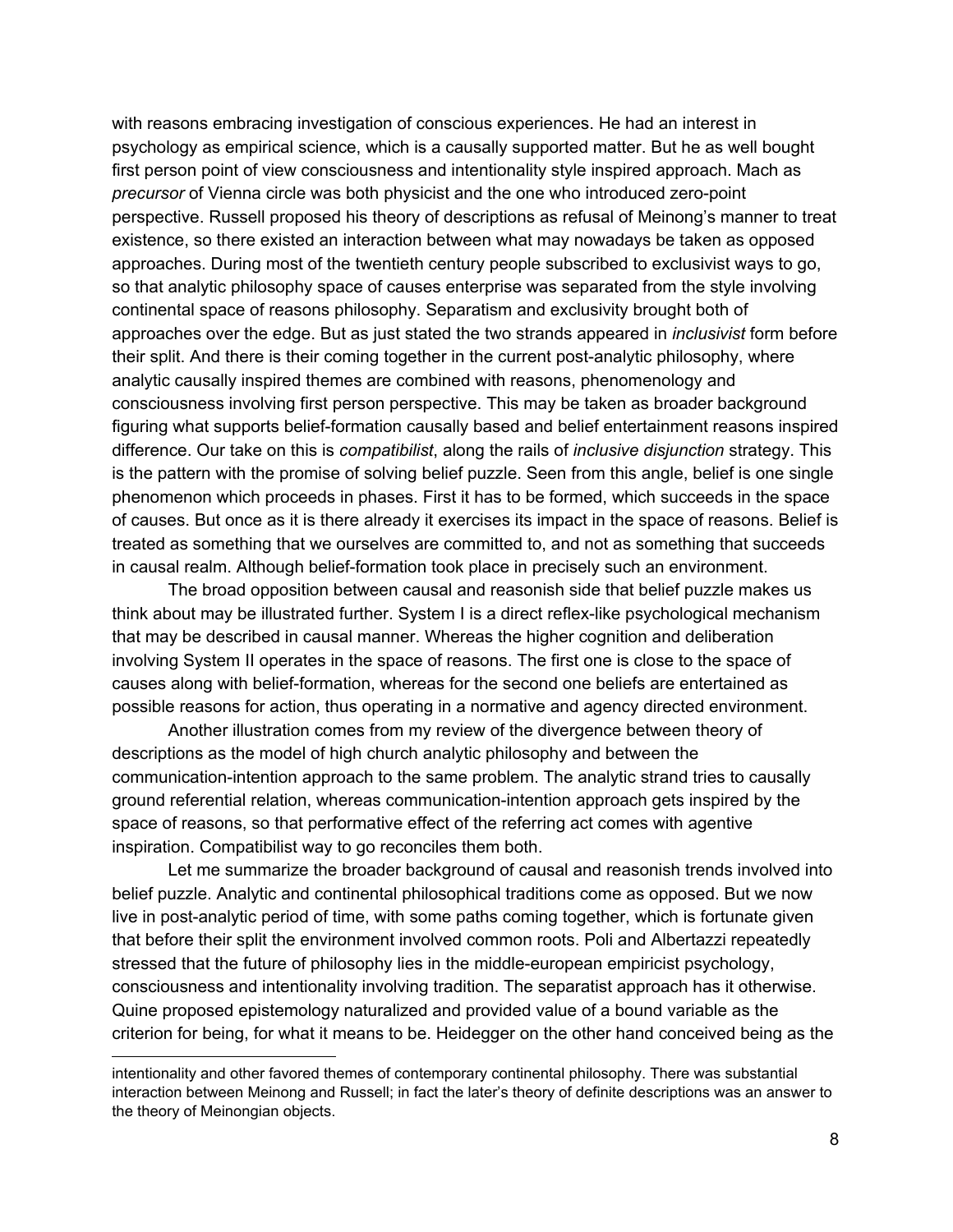with reasons embracing investigation of conscious experiences. He had an interest in psychology as empirical science, which is a causally supported matter. But he as well bought first person point of view consciousness and intentionality style inspired approach. Mach as *precursor* of Vienna circle was both physicist and the one who introduced zero-point perspective. Russell proposed his theory of descriptions as refusal of Meinong's manner to treat existence, so there existed an interaction between what may nowadays be taken as opposed approaches. During most of the twentieth century people subscribed to exclusivist ways to go, so that analytic philosophy space of causes enterprise was separated from the style involving continental space of reasons philosophy. Separatism and exclusivity brought both of approaches over the edge. But as just stated the two strands appeared in *inclusivist* form before their split. And there is their coming together in the current post-analytic philosophy, where analytic causally inspired themes are combined with reasons, phenomenology and consciousness involving first person perspective. This may be taken as broader background figuring what supports belief-formation causally based and belief entertainment reasons inspired difference. Our take on this is *compatibilist*, along the rails of *inclusive disjunction* strategy. This is the pattern with the promise of solving belief puzzle. Seen from this angle, belief is one single phenomenon which proceeds in phases. First it has to be formed, which succeeds in the space of causes. But once as it is there already it exercises its impact in the space of reasons. Belief is treated as something that we ourselves are committed to, and not as something that succeeds in causal realm. Although belief-formation took place in precisely such an environment.

The broad opposition between causal and reasonish side that belief puzzle makes us think about may be illustrated further. System I is a direct reflex-like psychological mechanism that may be described in causal manner. Whereas the higher cognition and deliberation involving System II operates in the space of reasons. The first one is close to the space of causes along with belief-formation, whereas for the second one beliefs are entertained as possible reasons for action, thus operating in a normative and agency directed environment.

Another illustration comes from my review of the divergence between theory of descriptions as the model of high church analytic philosophy and between the communication-intention approach to the same problem. The analytic strand tries to causally ground referential relation, whereas communication-intention approach gets inspired by the space of reasons, so that performative effect of the referring act comes with agentive inspiration. Compatibilist way to go reconciles them both.

Let me summarize the broader background of causal and reasonish trends involved into belief puzzle. Analytic and continental philosophical traditions come as opposed. But we now live in post-analytic period of time, with some paths coming together, which is fortunate given that before their split the environment involved common roots. Poli and Albertazzi repeatedly stressed that the future of philosophy lies in the middle-european empiricist psychology, consciousness and intentionality involving tradition. The separatist approach has it otherwise. Quine proposed epistemology naturalized and provided value of a bound variable as the criterion for being, for what it means to be. Heidegger on the other hand conceived being as the

---

intentionality and other favored themes of contemporary continental philosophy. There was substantial interaction between Meinong and Russell; in fact the later's theory of definite descriptions was an answer to the theory of Meinongian objects.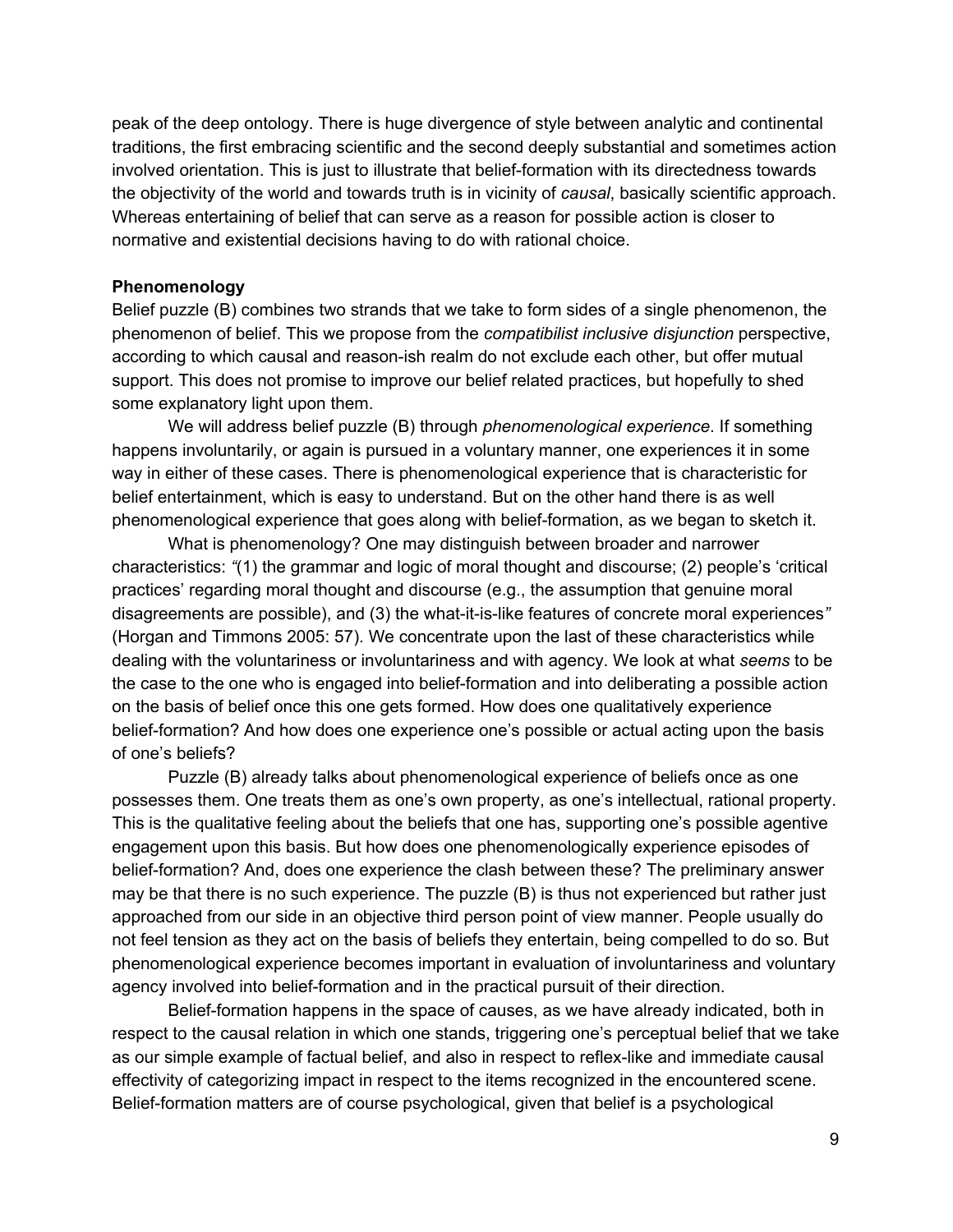peak of the deep ontology. There is huge divergence of style between analytic and continental traditions, the first embracing scientific and the second deeply substantial and sometimes action involved orientation. This is just to illustrate that belief-formation with its directedness towards the objectivity of the world and towards truth is in vicinity of *causal*, basically scientific approach. Whereas entertaining of belief that can serve as a reason for possible action is closer to normative and existential decisions having to do with rational choice.

**Phenomenology**

Belief puzzle (B) combines two strands that we take to form sides of a single phenomenon, the phenomenon of belief. This we propose from the *compatibilist inclusive disjunction* perspective, according to which causal and reason-ish realm do not exclude each other, but offer mutual support. This does not promise to improve our belief related practices, but hopefully to shed some explanatory light upon them.

We will address belief puzzle (B) through *phenomenological experience*. If something happens involuntarily, or again is pursued in a voluntary manner, one experiences it in some way in either of these cases. There is phenomenological experience that is characteristic for belief entertainment, which is easy to understand. But on the other hand there is as well phenomenological experience that goes along with belief-formation, as we began to sketch it.

What is phenomenology? One may distinguish between broader and narrower characteristics: *"*(1) the grammar and logic of moral thought and discourse; (2) people's 'critical practices' regarding moral thought and discourse (e.g., the assumption that genuine moral disagreements are possible), and (3) the what-it-is-like features of concrete moral experiences*"* (Horgan and Timmons 2005: 57). We concentrate upon the last of these characteristics while dealing with the voluntariness or involuntariness and with agency. We look at what *seems* to be the case to the one who is engaged into belief-formation and into deliberating a possible action on the basis of belief once this one gets formed. How does one qualitatively experience belief-formation? And how does one experience one's possible or actual acting upon the basis of one's beliefs?

Puzzle (B) already talks about phenomenological experience of beliefs once as one possesses them. One treats them as one's own property, as one's intellectual, rational property. This is the qualitative feeling about the beliefs that one has, supporting one's possible agentive engagement upon this basis. But how does one phenomenologically experience episodes of belief-formation? And, does one experience the clash between these? The preliminary answer may be that there is no such experience. The puzzle (B) is thus not experienced but rather just approached from our side in an objective third person point of view manner. People usually do not feel tension as they act on the basis of beliefs they entertain, being compelled to do so. But phenomenological experience becomes important in evaluation of involuntariness and voluntary agency involved into belief-formation and in the practical pursuit of their direction.

Belief-formation happens in the space of causes, as we have already indicated, both in respect to the causal relation in which one stands, triggering one's perceptual belief that we take as our simple example of factual belief, and also in respect to reflex-like and immediate causal effectivity of categorizing impact in respect to the items recognized in the encountered scene. Belief-formation matters are of course psychological, given that belief is a psychological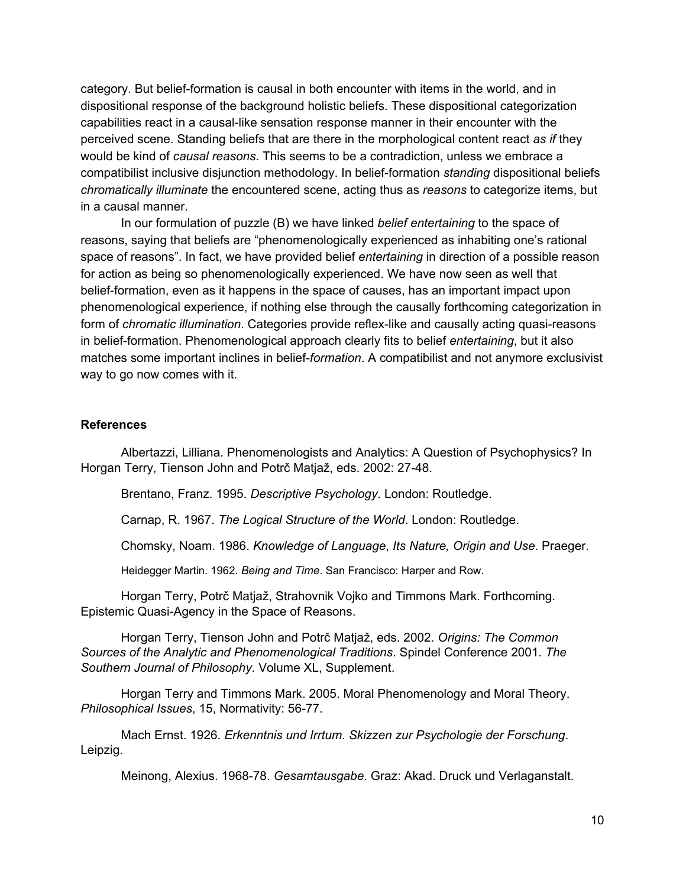category. But belief-formation is causal in both encounter with items in the world, and in dispositional response of the background holistic beliefs. These dispositional categorization capabilities react in a causal-like sensation response manner in their encounter with the perceived scene. Standing beliefs that are there in the morphological content react *as if* they would be kind of *causal reasons*. This seems to be a contradiction, unless we embrace a compatibilist inclusive disjunction methodology. In belief-formation *standing* dispositional beliefs *chromatically illuminate* the encountered scene, acting thus as *reasons* to categorize items, but in a causal manner.

In our formulation of puzzle (B) we have linked *belief entertaining* to the space of reasons, saying that beliefs are "phenomenologically experienced as inhabiting one's rational space of reasons". In fact, we have provided belief *entertaining* in direction of a possible reason for action as being so phenomenologically experienced. We have now seen as well that belief-formation, even as it happens in the space of causes, has an important impact upon phenomenological experience, if nothing else through the causally forthcoming categorization in form of *chromatic illumination*. Categories provide reflex-like and causally acting quasi-reasons in belief-formation. Phenomenological approach clearly fits to belief *entertaining*, but it also matches some important inclines in belief-*formation*. A compatibilist and not anymore exclusivist way to go now comes with it.

**References**

Albertazzi, Lilliana. Phenomenologists and Analytics: A Question of Psychophysics? In Horgan Terry, Tienson John and Potrč Matjaž, eds. 2002: 27-48.

Brentano, Franz. 1995. *Descriptive Psychology*. London: Routledge.

Carnap, R. 1967. *The Logical Structure of the World*. London: Routledge.

Chomsky, Noam. 1986. *Knowledge of Language*, *Its Nature, Origin and Use*. Praeger.

Heidegger Martin. 1962. *Being and Time*. San Francisco: Harper and Row.

Horgan Terry, Potrč Matjaž, Strahovnik Vojko and Timmons Mark. Forthcoming. Epistemic Quasi-Agency in the Space of Reasons.

Horgan Terry, Tienson John and Potrč Matjaž, eds. 2002. *Origins: The Common Sources of the Analytic and Phenomenological Traditions*. Spindel Conference 2001. *The Southern Journal of Philosophy*. Volume XL, Supplement.

Horgan Terry and Timmons Mark. 2005. Moral Phenomenology and Moral Theory. *Philosophical Issues*, 15, Normativity: 56-77.

Mach Ernst. 1926. *Erkenntnis und Irrtum. Skizzen zur Psychologie der Forschung*. Leipzig.

Meinong, Alexius. 1968-78. *Gesamtausgabe*. Graz: Akad. Druck und Verlaganstalt.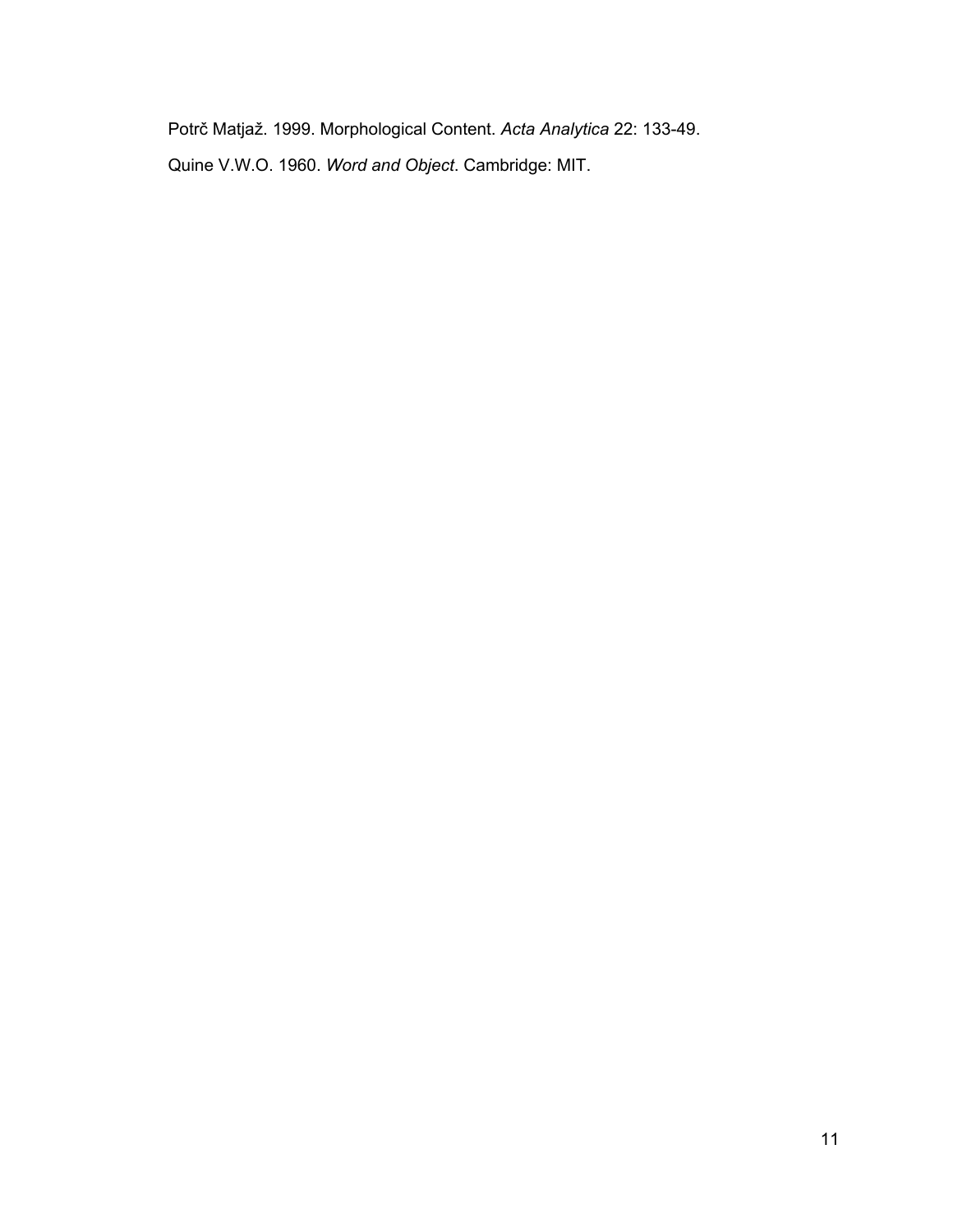Potrč Matjaž. 1999. Morphological Content. *Acta Analytica* 22: 133-49.

Quine V.W.O. 1960. *Word and Object*. Cambridge: MIT.